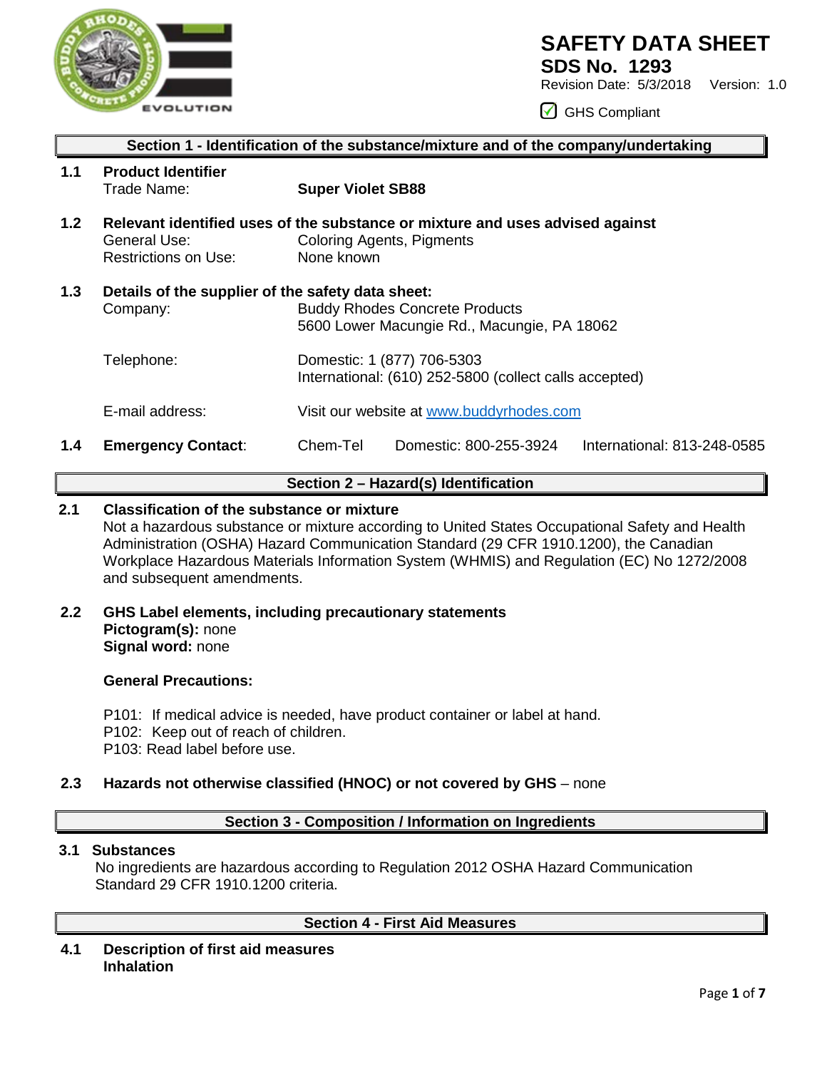# SAFETY DATA SHEET

**SDS No. 1293**

Revision Date: 5/3/2018 Version: 1.0

☑ GHS Compliant

## Section 1 - Identification of the substance/mixture and of the company/undertaking

**1.1 Product Identifier**

Trade Name: **Super Violet SB88**

**1.2 Relevant identified uses of the substance or mixture and uses advised against**

General Use: Coloring Agents, Pigments

Restrictions on Use: None known

**1.3 Details of the supplier of the safety data sheet:**

Company: Buddy Rhodes Concrete Products
5600 Lower Macungie Rd., Macungie, PA 18062

Telephone: Domestic: 1 (877) 706-5303
International: (610) 252-5800 (collect calls accepted)

E-mail address: Visit our website at www.buddyrhodes.com

**1.4 Emergency Contact**: Chem-Tel Domestic: 800-255-3924 International: 813-248-0585

## Section 2 – Hazard(s) Identification

**2.1 Classification of the substance or mixture**

Not a hazardous substance or mixture according to United States Occupational Safety and Health Administration (OSHA) Hazard Communication Standard (29 CFR 1910.1200), the Canadian Workplace Hazardous Materials Information System (WHMIS) and Regulation (EC) No 1272/2008 and subsequent amendments.

**2.2 GHS Label elements, including precautionary statements**

**Pictogram(s):** none
**Signal word:** none

**General Precautions:**

P101: If medical advice is needed, have product container or label at hand.
P102: Keep out of reach of children.
P103: Read label before use.

**2.3 Hazards not otherwise classified (HNOC) or not covered by GHS** – none

## Section 3 - Composition / Information on Ingredients

**3.1 Substances**

No ingredients are hazardous according to Regulation 2012 OSHA Hazard Communication Standard 29 CFR 1910.1200 criteria.

## Section 4 - First Aid Measures

**4.1 Description of first aid measures**

**Inhalation**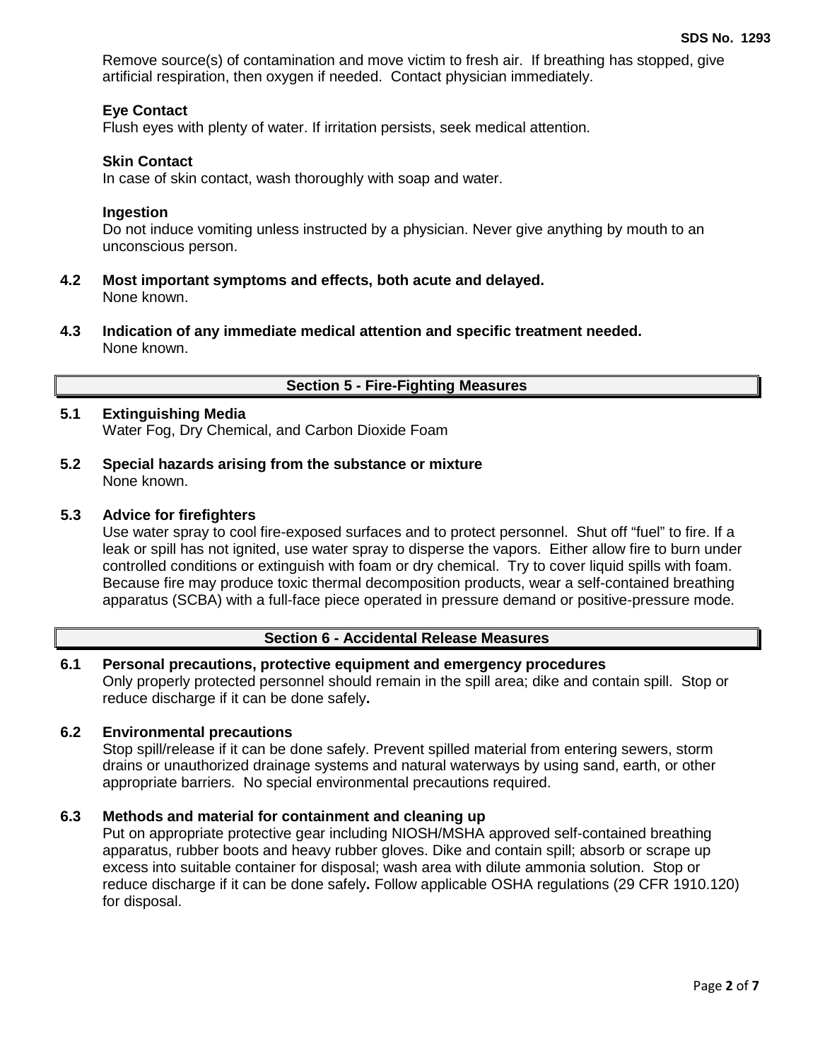Remove source(s) of contamination and move victim to fresh air. If breathing has stopped, give artificial respiration, then oxygen if needed. Contact physician immediately.

**Eye Contact**
Flush eyes with plenty of water. If irritation persists, seek medical attention.

**Skin Contact**
In case of skin contact, wash thoroughly with soap and water.

**Ingestion**
Do not induce vomiting unless instructed by a physician. Never give anything by mouth to an unconscious person.

**4.2 Most important symptoms and effects, both acute and delayed.**
None known.

**4.3 Indication of any immediate medical attention and specific treatment needed.**
None known.

## Section 5 - Fire-Fighting Measures

**5.1 Extinguishing Media**
Water Fog, Dry Chemical, and Carbon Dioxide Foam

**5.2 Special hazards arising from the substance or mixture**
None known.

**5.3 Advice for firefighters**
Use water spray to cool fire-exposed surfaces and to protect personnel. Shut off "fuel" to fire. If a leak or spill has not ignited, use water spray to disperse the vapors. Either allow fire to burn under controlled conditions or extinguish with foam or dry chemical. Try to cover liquid spills with foam. Because fire may produce toxic thermal decomposition products, wear a self-contained breathing apparatus (SCBA) with a full-face piece operated in pressure demand or positive-pressure mode.

## Section 6 - Accidental Release Measures

**6.1 Personal precautions, protective equipment and emergency procedures**
Only properly protected personnel should remain in the spill area; dike and contain spill. Stop or reduce discharge if it can be done safely**.**

**6.2 Environmental precautions**
Stop spill/release if it can be done safely. Prevent spilled material from entering sewers, storm drains or unauthorized drainage systems and natural waterways by using sand, earth, or other appropriate barriers. No special environmental precautions required.

**6.3 Methods and material for containment and cleaning up**
Put on appropriate protective gear including NIOSH/MSHA approved self-contained breathing apparatus, rubber boots and heavy rubber gloves. Dike and contain spill; absorb or scrape up excess into suitable container for disposal; wash area with dilute ammonia solution. Stop or reduce discharge if it can be done safely**.** Follow applicable OSHA regulations (29 CFR 1910.120) for disposal.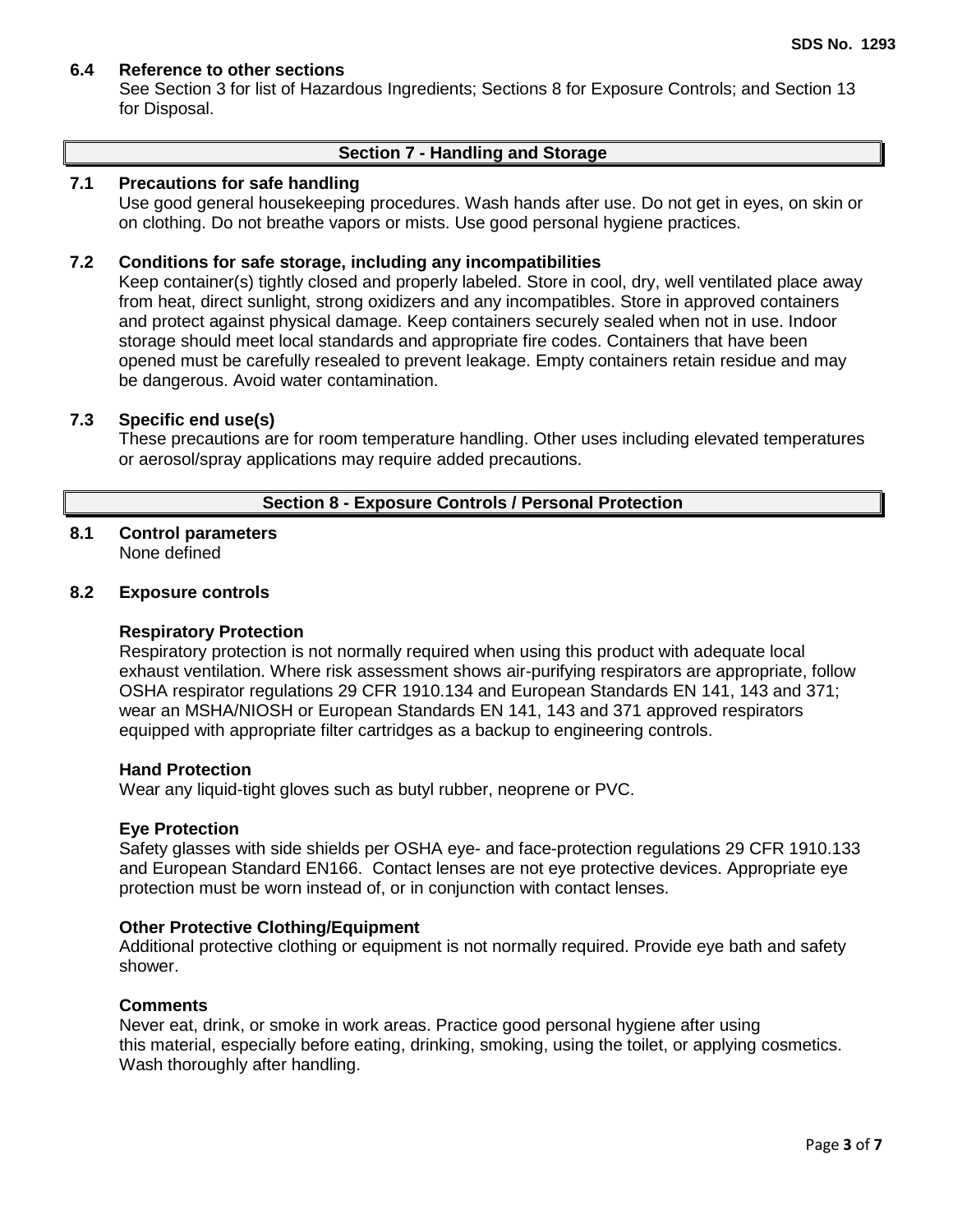### 6.4 Reference to other sections

See Section 3 for list of Hazardous Ingredients; Sections 8 for Exposure Controls; and Section 13 for Disposal.

## Section 7 - Handling and Storage

### 7.1 Precautions for safe handling

Use good general housekeeping procedures. Wash hands after use. Do not get in eyes, on skin or on clothing. Do not breathe vapors or mists. Use good personal hygiene practices.

### 7.2 Conditions for safe storage, including any incompatibilities

Keep container(s) tightly closed and properly labeled. Store in cool, dry, well ventilated place away from heat, direct sunlight, strong oxidizers and any incompatibles. Store in approved containers and protect against physical damage. Keep containers securely sealed when not in use. Indoor storage should meet local standards and appropriate fire codes. Containers that have been opened must be carefully resealed to prevent leakage. Empty containers retain residue and may be dangerous. Avoid water contamination.

### 7.3 Specific end use(s)

These precautions are for room temperature handling. Other uses including elevated temperatures or aerosol/spray applications may require added precautions.

## Section 8 - Exposure Controls / Personal Protection

### 8.1 Control parameters

None defined

### 8.2 Exposure controls

**Respiratory Protection**

Respiratory protection is not normally required when using this product with adequate local exhaust ventilation. Where risk assessment shows air-purifying respirators are appropriate, follow OSHA respirator regulations 29 CFR 1910.134 and European Standards EN 141, 143 and 371; wear an MSHA/NIOSH or European Standards EN 141, 143 and 371 approved respirators equipped with appropriate filter cartridges as a backup to engineering controls.

**Hand Protection**

Wear any liquid-tight gloves such as butyl rubber, neoprene or PVC.

**Eye Protection**

Safety glasses with side shields per OSHA eye- and face-protection regulations 29 CFR 1910.133 and European Standard EN166. Contact lenses are not eye protective devices. Appropriate eye protection must be worn instead of, or in conjunction with contact lenses.

**Other Protective Clothing/Equipment**

Additional protective clothing or equipment is not normally required. Provide eye bath and safety shower.

**Comments**

Never eat, drink, or smoke in work areas. Practice good personal hygiene after using this material, especially before eating, drinking, smoking, using the toilet, or applying cosmetics. Wash thoroughly after handling.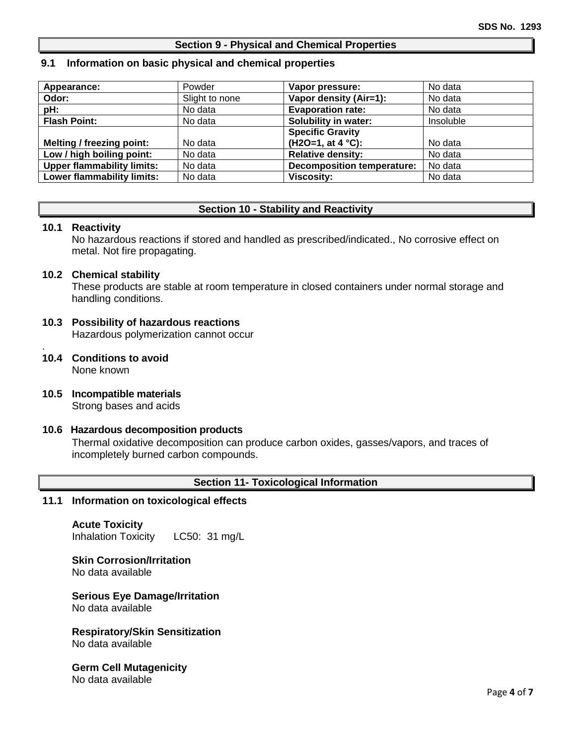## Section 9 - Physical and Chemical Properties

### 9.1 Information on basic physical and chemical properties

| Appearance: | Powder | Vapor pressure: | No data |
|---|---|---|---|
| Odor: | Slight to none | Vapor density (Air=1): | No data |
| pH: | No data | Evaporation rate: | No data |
| Flash Point: | No data | Solubility in water: | Insoluble |
| Melting / freezing point: | No data | Specific Gravity ($H_2O$=1, at 4 °C): | No data |
| Low / high boiling point: | No data | Relative density: | No data |
| Upper flammability limits: | No data | Decomposition temperature: | No data |
| Lower flammability limits: | No data | Viscosity: | No data |

## Section 10 - Stability and Reactivity

### 10.1 Reactivity

No hazardous reactions if stored and handled as prescribed/indicated., No corrosive effect on metal. Not fire propagating.

### 10.2 Chemical stability

These products are stable at room temperature in closed containers under normal storage and handling conditions.

### 10.3 Possibility of hazardous reactions

Hazardous polymerization cannot occur

.

### 10.4 Conditions to avoid

None known

### 10.5 Incompatible materials

Strong bases and acids

### 10.6 Hazardous decomposition products

Thermal oxidative decomposition can produce carbon oxides, gasses/vapors, and traces of incompletely burned carbon compounds.

## Section 11- Toxicological Information

### 11.1 Information on toxicological effects

**Acute Toxicity**

Inhalation Toxicity LC50: 31 mg/L

**Skin Corrosion/Irritation**

No data available

**Serious Eye Damage/Irritation**

No data available

**Respiratory/Skin Sensitization**

No data available

**Germ Cell Mutagenicity**

No data available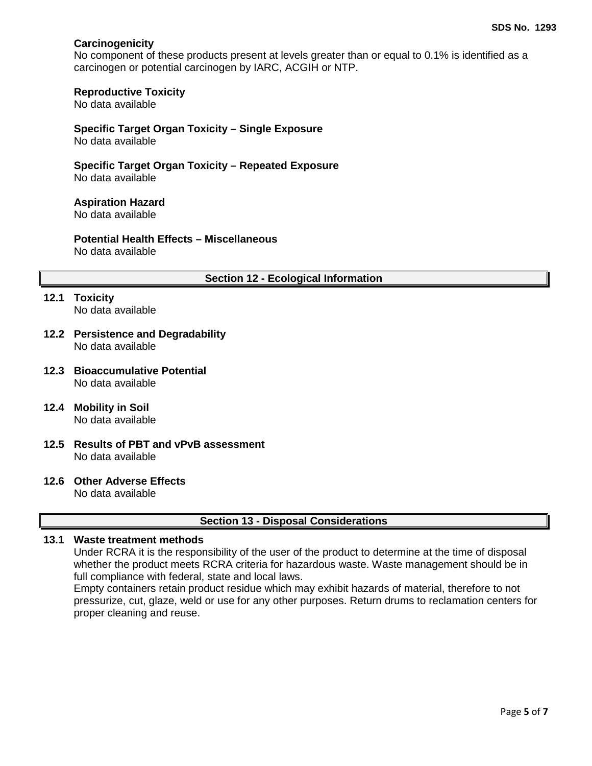**Carcinogenicity**
No component of these products present at levels greater than or equal to 0.1% is identified as a carcinogen or potential carcinogen by IARC, ACGIH or NTP.

**Reproductive Toxicity**
No data available

**Specific Target Organ Toxicity – Single Exposure**
No data available

**Specific Target Organ Toxicity – Repeated Exposure**
No data available

**Aspiration Hazard**
No data available

**Potential Health Effects – Miscellaneous**
No data available

## Section 12 - Ecological Information

**12.1 Toxicity**
No data available

**12.2 Persistence and Degradability**
No data available

**12.3 Bioaccumulative Potential**
No data available

**12.4 Mobility in Soil**
No data available

**12.5 Results of PBT and vPvB assessment**
No data available

**12.6 Other Adverse Effects**
No data available

## Section 13 - Disposal Considerations

**13.1 Waste treatment methods**
Under RCRA it is the responsibility of the user of the product to determine at the time of disposal whether the product meets RCRA criteria for hazardous waste. Waste management should be in full compliance with federal, state and local laws.
Empty containers retain product residue which may exhibit hazards of material, therefore to not pressurize, cut, glaze, weld or use for any other purposes. Return drums to reclamation centers for proper cleaning and reuse.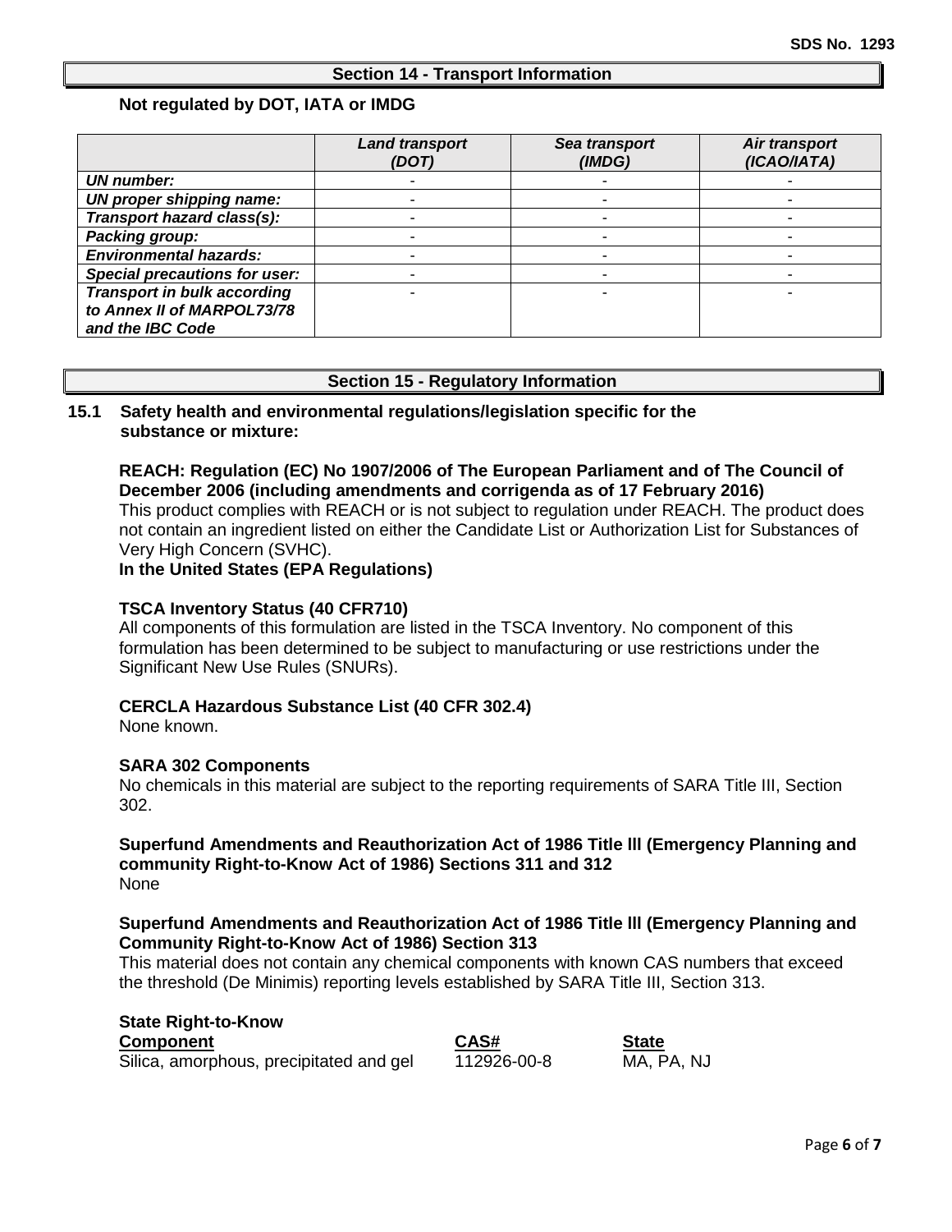## Section 14 - Transport Information

**Not regulated by DOT, IATA or IMDG**

| | *Land transport (DOT)* | *Sea transport (IMDG)* | *Air transport (ICAO/IATA)* |
|---|---|---|---|
| ***UN number:*** | - | - | - |
| ***UN proper shipping name:*** | - | - | - |
| ***Transport hazard class(s):*** | - | - | - |
| ***Packing group:*** | - | - | - |
| ***Environmental hazards:*** | - | - | - |
| ***Special precautions for user:*** | - | - | - |
| ***Transport in bulk according to Annex II of MARPOL73/78 and the IBC Code*** | - | - | - |

## Section 15 - Regulatory Information

**15.1 Safety health and environmental regulations/legislation specific for the substance or mixture:**

**REACH: Regulation (EC) No 1907/2006 of The European Parliament and of The Council of December 2006 (including amendments and corrigenda as of 17 February 2016)**
This product complies with REACH or is not subject to regulation under REACH. The product does not contain an ingredient listed on either the Candidate List or Authorization List for Substances of Very High Concern (SVHC).

**In the United States (EPA Regulations)**

**TSCA Inventory Status (40 CFR710)**
All components of this formulation are listed in the TSCA Inventory. No component of this formulation has been determined to be subject to manufacturing or use restrictions under the Significant New Use Rules (SNURs).

**CERCLA Hazardous Substance List (40 CFR 302.4)**
None known.

**SARA 302 Components**
No chemicals in this material are subject to the reporting requirements of SARA Title III, Section 302.

**Superfund Amendments and Reauthorization Act of 1986 Title lll (Emergency Planning and community Right-to-Know Act of 1986) Sections 311 and 312**
None

**Superfund Amendments and Reauthorization Act of 1986 Title lll (Emergency Planning and Community Right-to-Know Act of 1986) Section 313**
This material does not contain any chemical components with known CAS numbers that exceed the threshold (De Minimis) reporting levels established by SARA Title III, Section 313.

**State Right-to-Know**

| Component | CAS# | State |
|---|---|---|
| Silica, amorphous, precipitated and gel | 112926-00-8 | MA, PA, NJ |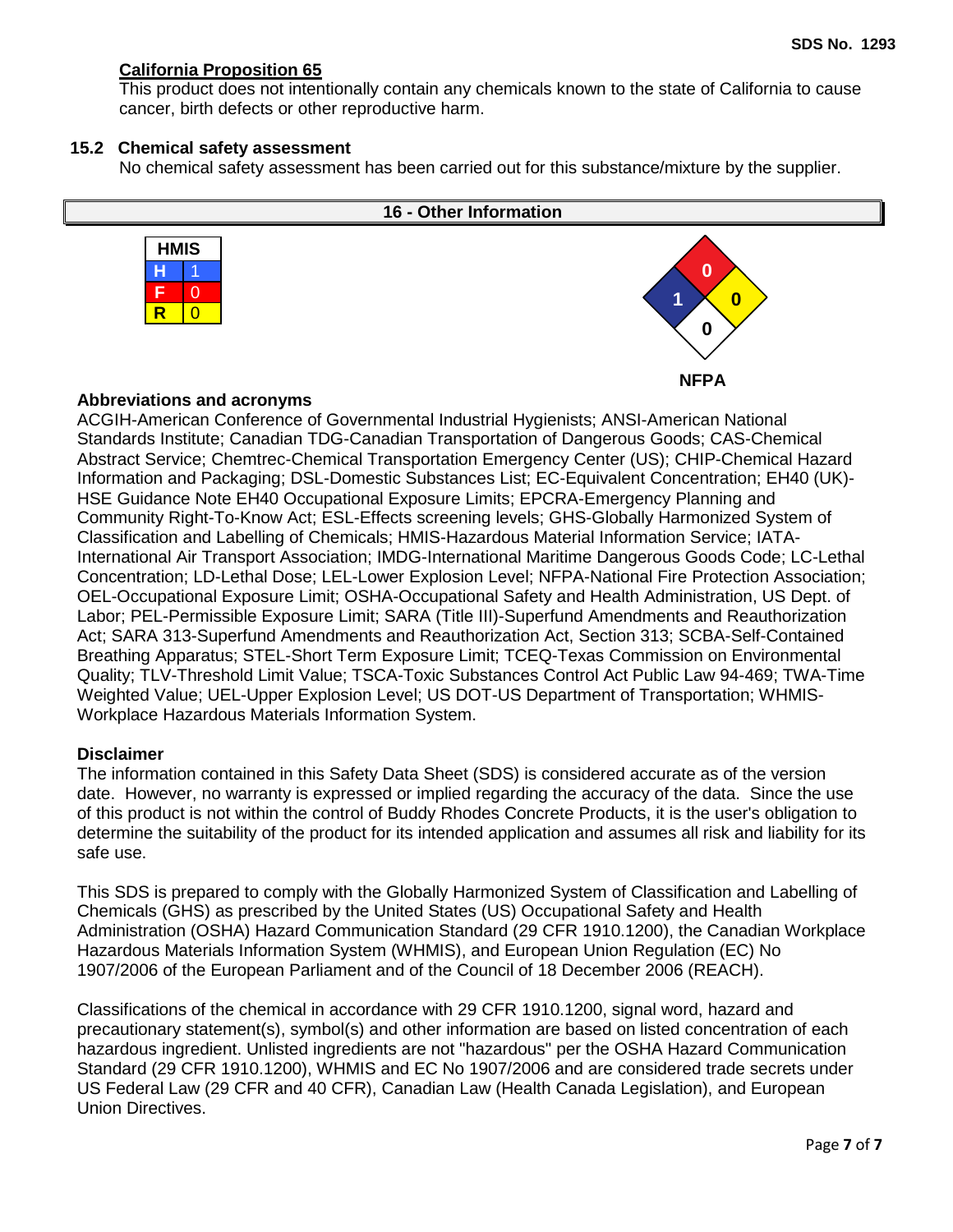**California Proposition 65**

This product does not intentionally contain any chemicals known to the state of California to cause cancer, birth defects or other reproductive harm.

**15.2 Chemical safety assessment**

No chemical safety assessment has been carried out for this substance/mixture by the supplier.

## 16 - Other Information

| HMIS | |
|---|---|
| H | 1 |
| F | 0 |
| R | 0 |

NFPA

0

1 0

0

**Abbreviations and acronyms**

ACGIH-American Conference of Governmental Industrial Hygienists; ANSI-American National Standards Institute; Canadian TDG-Canadian Transportation of Dangerous Goods; CAS-Chemical Abstract Service; Chemtrec-Chemical Transportation Emergency Center (US); CHIP-Chemical Hazard Information and Packaging; DSL-Domestic Substances List; EC-Equivalent Concentration; EH40 (UK)-HSE Guidance Note EH40 Occupational Exposure Limits; EPCRA-Emergency Planning and Community Right-To-Know Act; ESL-Effects screening levels; GHS-Globally Harmonized System of Classification and Labelling of Chemicals; HMIS-Hazardous Material Information Service; IATA-International Air Transport Association; IMDG-International Maritime Dangerous Goods Code; LC-Lethal Concentration; LD-Lethal Dose; LEL-Lower Explosion Level; NFPA-National Fire Protection Association; OEL-Occupational Exposure Limit; OSHA-Occupational Safety and Health Administration, US Dept. of Labor; PEL-Permissible Exposure Limit; SARA (Title III)-Superfund Amendments and Reauthorization Act; SARA 313-Superfund Amendments and Reauthorization Act, Section 313; SCBA-Self-Contained Breathing Apparatus; STEL-Short Term Exposure Limit; TCEQ-Texas Commission on Environmental Quality; TLV-Threshold Limit Value; TSCA-Toxic Substances Control Act Public Law 94-469; TWA-Time Weighted Value; UEL-Upper Explosion Level; US DOT-US Department of Transportation; WHMIS-Workplace Hazardous Materials Information System.

**Disclaimer**

The information contained in this Safety Data Sheet (SDS) is considered accurate as of the version date. However, no warranty is expressed or implied regarding the accuracy of the data. Since the use of this product is not within the control of Buddy Rhodes Concrete Products, it is the user's obligation to determine the suitability of the product for its intended application and assumes all risk and liability for its safe use.

This SDS is prepared to comply with the Globally Harmonized System of Classification and Labelling of Chemicals (GHS) as prescribed by the United States (US) Occupational Safety and Health Administration (OSHA) Hazard Communication Standard (29 CFR 1910.1200), the Canadian Workplace Hazardous Materials Information System (WHMIS), and European Union Regulation (EC) No 1907/2006 of the European Parliament and of the Council of 18 December 2006 (REACH).

Classifications of the chemical in accordance with 29 CFR 1910.1200, signal word, hazard and precautionary statement(s), symbol(s) and other information are based on listed concentration of each hazardous ingredient. Unlisted ingredients are not "hazardous" per the OSHA Hazard Communication Standard (29 CFR 1910.1200), WHMIS and EC No 1907/2006 and are considered trade secrets under US Federal Law (29 CFR and 40 CFR), Canadian Law (Health Canada Legislation), and European Union Directives.